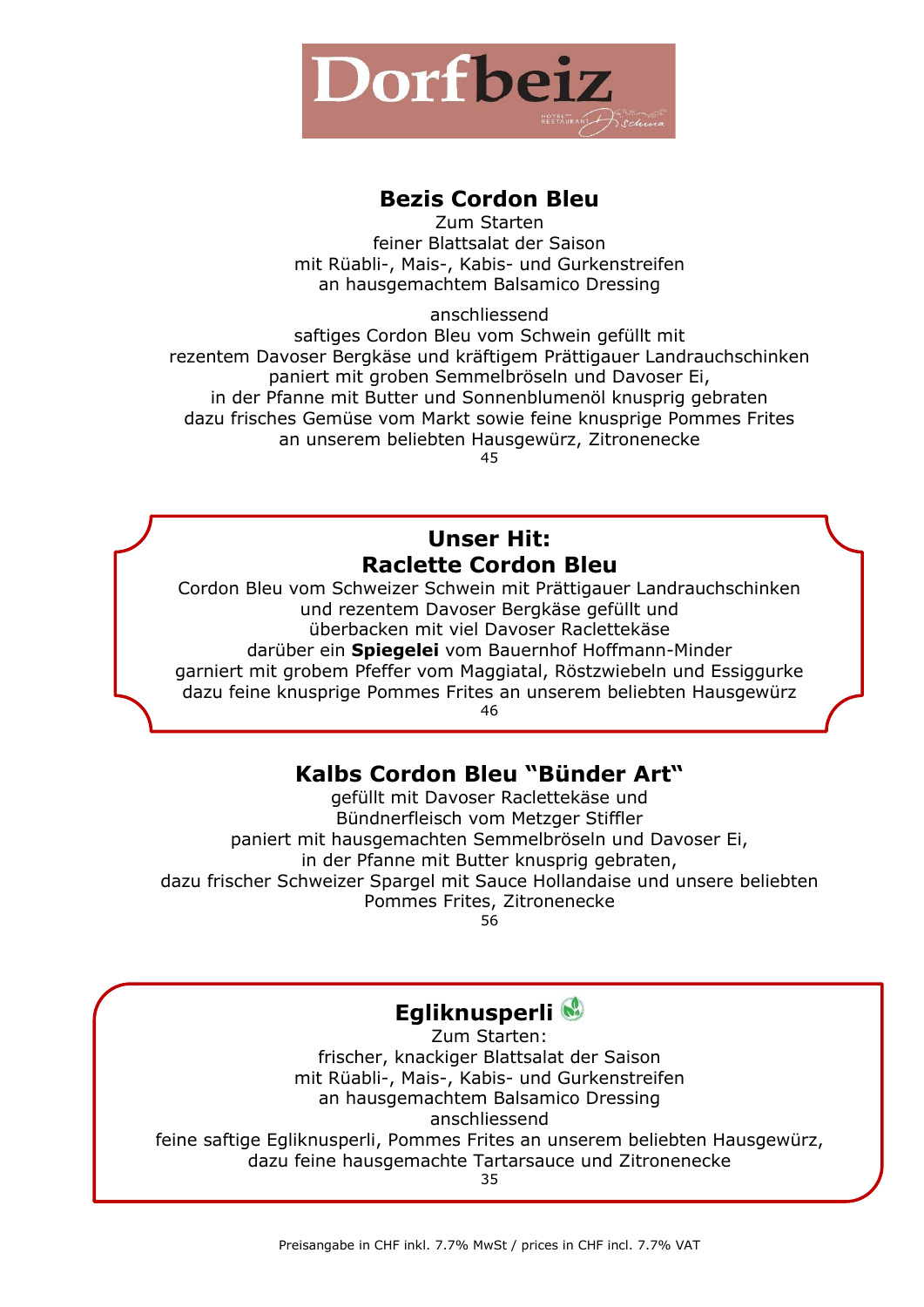# Dorfbeiz

## Bezis Cordon Bleu

Zum Starten
feiner Blattsalat der Saison
mit Rüabli-, Mais-, Kabis- und Gurkenstreifen
an hausgemachtem Balsamico Dressing

anschliessend
saftiges Cordon Bleu vom Schwein gefüllt mit
rezentem Davoser Bergkäse und kräftigem Prättigauer Landrauchschinken
paniert mit groben Semmelbröseln und Davoser Ei,
in der Pfanne mit Butter und Sonnenblumenöl knusprig gebraten
dazu frisches Gemüse vom Markt sowie feine knusprige Pommes Frites
an unserem beliebten Hausgewürz, Zitronenecke
45

## Unser Hit:
## Raclette Cordon Bleu

Cordon Bleu vom Schweizer Schwein mit Prättigauer Landrauchschinken
und rezentem Davoser Bergkäse gefüllt und
überbacken mit viel Davoser Raclettekäse
darüber ein **Spiegelei** vom Bauernhof Hoffmann-Minder
garniert mit grobem Pfeffer vom Maggiatal, Röstzwiebeln und Essiggurke
dazu feine knusprige Pommes Frites an unserem beliebten Hausgewürz
46

## Kalbs Cordon Bleu "Bünder Art"

gefüllt mit Davoser Raclettekäse und
Bündnerfleisch vom Metzger Stiffler
paniert mit hausgemachten Semmelbröseln und Davoser Ei,
in der Pfanne mit Butter knusprig gebraten,
dazu frischer Schweizer Spargel mit Sauce Hollandaise und unsere beliebten
Pommes Frites, Zitronenecke
56

## Egliknusperli

Zum Starten:
frischer, knackiger Blattsalat der Saison
mit Rüabli-, Mais-, Kabis- und Gurkenstreifen
an hausgemachtem Balsamico Dressing
anschliessend
feine saftige Egliknusperli, Pommes Frites an unserem beliebten Hausgewürz,
dazu feine hausgemachte Tartarsauce und Zitronenecke
35

Preisangabe in CHF inkl. 7.7% MwSt / prices in CHF incl. 7.7% VAT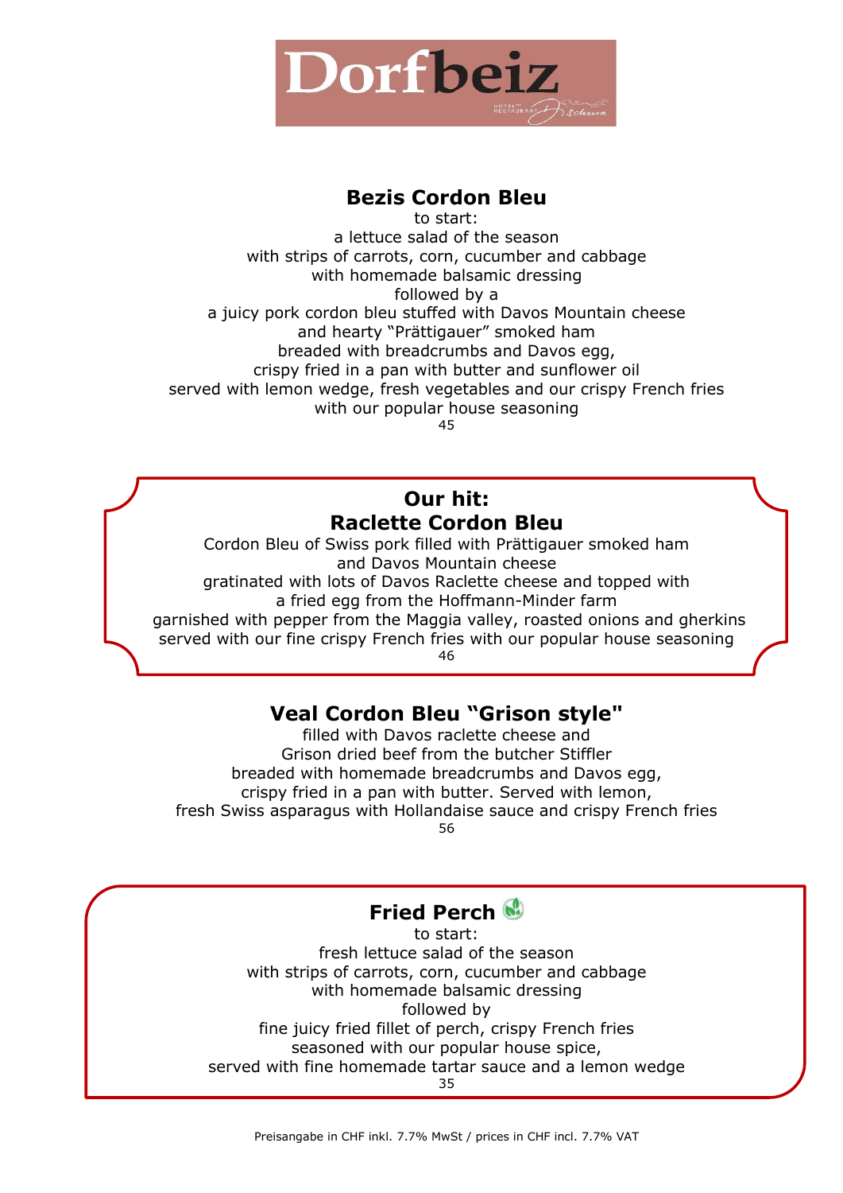# Dorfbeiz

## Bezis Cordon Bleu

to start:
a lettuce salad of the season
with strips of carrots, corn, cucumber and cabbage
with homemade balsamic dressing
followed by a
a juicy pork cordon bleu stuffed with Davos Mountain cheese
and hearty "Prättigauer" smoked ham
breaded with breadcrumbs and Davos egg,
crispy fried in a pan with butter and sunflower oil
served with lemon wedge, fresh vegetables and our crispy French fries
with our popular house seasoning

45

## Our hit: Raclette Cordon Bleu

Cordon Bleu of Swiss pork filled with Prättigauer smoked ham
and Davos Mountain cheese
gratinated with lots of Davos Raclette cheese and topped with
a fried egg from the Hoffmann-Minder farm
garnished with pepper from the Maggia valley, roasted onions and gherkins
served with our fine crispy French fries with our popular house seasoning

46

## Veal Cordon Bleu "Grison style"

filled with Davos raclette cheese and
Grison dried beef from the butcher Stiffler
breaded with homemade breadcrumbs and Davos egg,
crispy fried in a pan with butter. Served with lemon,
fresh Swiss asparagus with Hollandaise sauce and crispy French fries

56

## Fried Perch

to start:
fresh lettuce salad of the season
with strips of carrots, corn, cucumber and cabbage
with homemade balsamic dressing
followed by
fine juicy fried fillet of perch, crispy French fries
seasoned with our popular house spice,
served with fine homemade tartar sauce and a lemon wedge

35

Preisangabe in CHF inkl. 7.7% MwSt / prices in CHF incl. 7.7% VAT